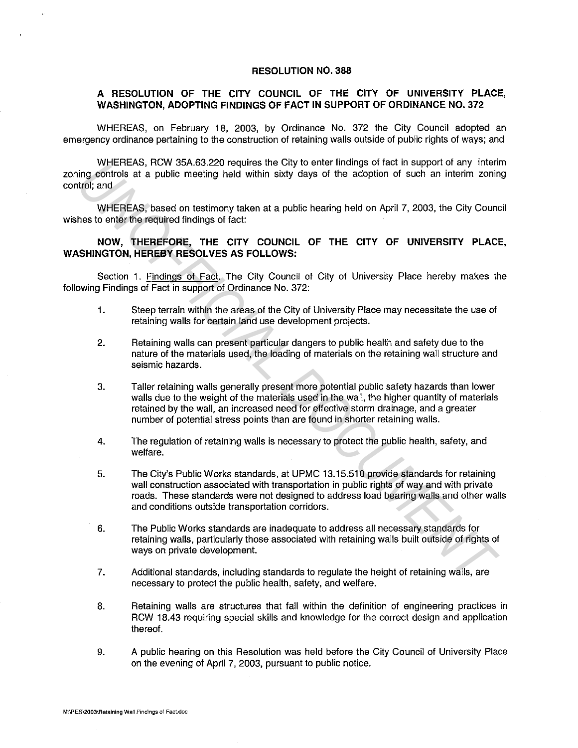# RESOLUTION NO. 388

## A RESOLUTION OF THE CITY COUNCIL OF THE CITY OF UNIVERSITY PLACE, WASHINGTON, ADOPTING FINDINGS OF FACT IN SUPPORT OF ORDINANCE NO. 372

WHEREAS, on February 18, 2003, by Ordinance No. 372 the City Council adopted an emergency ordinance pertaining to the construction of retaining walls outside of public rights of ways; and

WHEREAS, RCW 35A.63.220 requires the City to enter findings of fact in support of any interim zoning controls at a public meeting held within sixty days of the adoption of such an interim zoning control; and

WHEREAS, based on testimony taken at a public hearing held on April 7, 2003, the City Council wishes to enter the required findings of fact:

**NOW, THEREFORE, THE CITY COUNCIL OF THE CITY OF UNIVERSITY PLACE, WASHINGTON, HEREBY RESOLVES AS FOLLOWS:**

Section 1. Findings of Fact. The City Council of City of University Place hereby makes the following Findings of Fact in support of Ordinance No. 372:

1. Steep terrain within the areas of the City of University Place may necessitate the use of retaining walls for certain land use development projects.

2. Retaining walls can present particular dangers to public health and safety due to the nature of the materials used, the loading of materials on the retaining wall structure and seismic hazards.

3. Taller retaining walls generally present more potential public safety hazards than lower walls due to the weight of the materials used in the wall, the higher quantity of materials retained by the wall, an increased need for effective storm drainage, and a greater number of potential stress points than are found in shorter retaining walls.

4. The regulation of retaining walls is necessary to protect the public health, safety, and welfare.

5. The City's Public Works standards, at UPMC 13.15.510 provide standards for retaining wall construction associated with transportation in public rights of way and with private roads. These standards were not designed to address load bearing walls and other walls and conditions outside transportation corridors.

6. The Public Works standards are inadequate to address all necessary standards for retaining walls, particularly those associated with retaining walls built outside of rights of ways on private development.

7. Additional standards, including standards to regulate the height of retaining walls, are necessary to protect the public health, safety, and welfare.

8. Retaining walls are structures that fall within the definition of engineering practices in RCW 18.43 requiring special skills and knowledge for the correct design and application thereof.

9. A public hearing on this Resolution was held before the City Council of University Place on the evening of April 7, 2003, pursuant to public notice.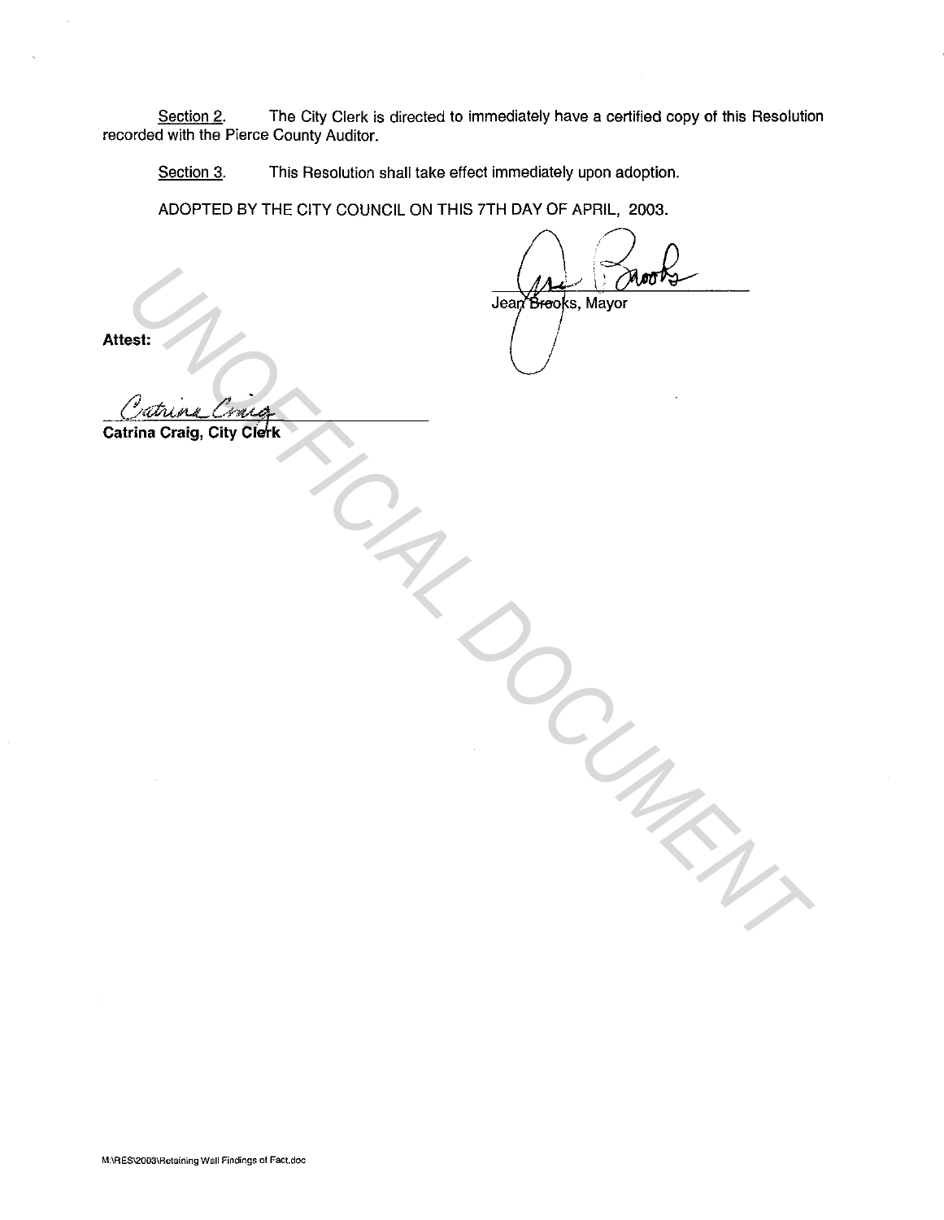Section 2. The City Clerk is directed to immediately have a certified copy of this Resolution recorded with the Pierce County Auditor.

Section 3. This Resolution shall take effect immediately upon adoption.

ADOPTED BY THE CITY COUNCIL ON THIS 7TH DAY OF APRIL, 2003.

Jean Brooks, Mayor

**Attest:**

**Catrina Craig, City Clerk**

M:\RES\2003\Retaining Wall Findings of Fact.doc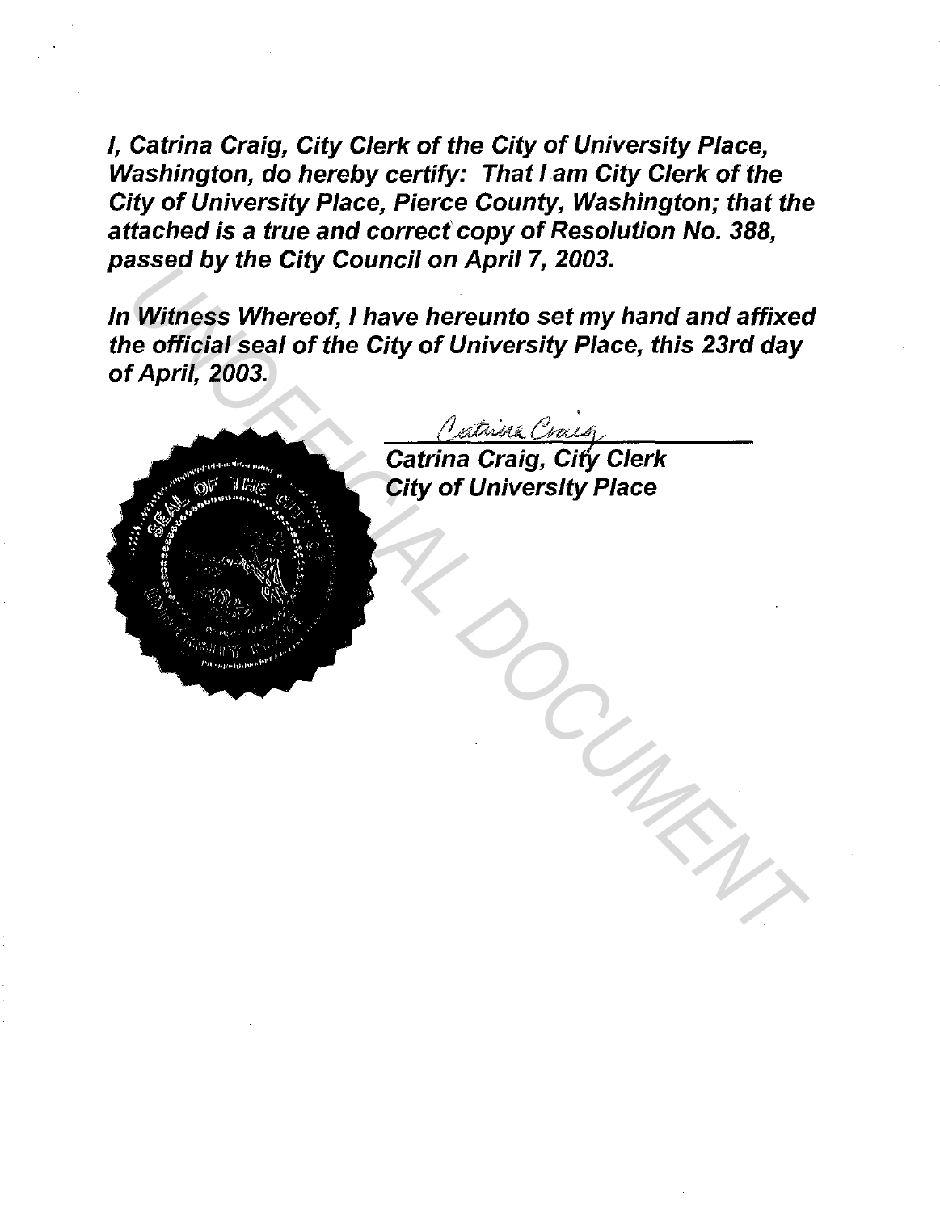*I, Catrina Craig, City Clerk of the City of University Place, Washington, do hereby certify: That I am City Clerk of the City of University Place, Pierce County, Washington; that the attached is a true and correct copy of Resolution No. 388, passed by the City Council on April 7, 2003.*

*In Witness Whereof, I have hereunto set my hand and affixed the official seal of the City of University Place, this 23rd day of April, 2003.*

Catrina Craig

**Catrina Craig, City Clerk**
**City of University Place**

SEAL OF THE CITY OF UNIVERSITY PLACE

UNOFFICIAL DOCUMENT